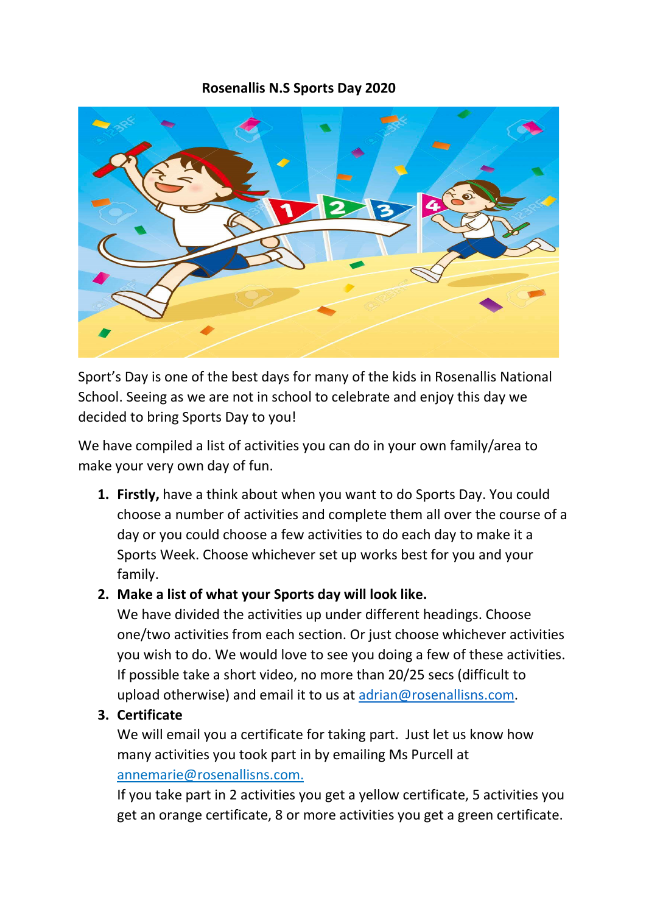# Rosenallis N.S Sports Day 2020

Sport's Day is one of the best days for many of the kids in Rosenallis National School. Seeing as we are not in school to celebrate and enjoy this day we decided to bring Sports Day to you!

We have compiled a list of activities you can do in your own family/area to make your very own day of fun.

1. **Firstly,** have a think about when you want to do Sports Day. You could choose a number of activities and complete them all over the course of a day or you could choose a few activities to do each day to make it a Sports Week. Choose whichever set up works best for you and your family.
2. **Make a list of what your Sports day will look like.**
   We have divided the activities up under different headings. Choose one/two activities from each section. Or just choose whichever activities you wish to do. We would love to see you doing a few of these activities. If possible take a short video, no more than 20/25 secs (difficult to upload otherwise) and email it to us at adrian@rosenallisns.com.
3. **Certificate**
   We will email you a certificate for taking part. Just let us know how many activities you took part in by emailing Ms Purcell at annemarie@rosenallisns.com.
   If you take part in 2 activities you get a yellow certificate, 5 activities you get an orange certificate, 8 or more activities you get a green certificate.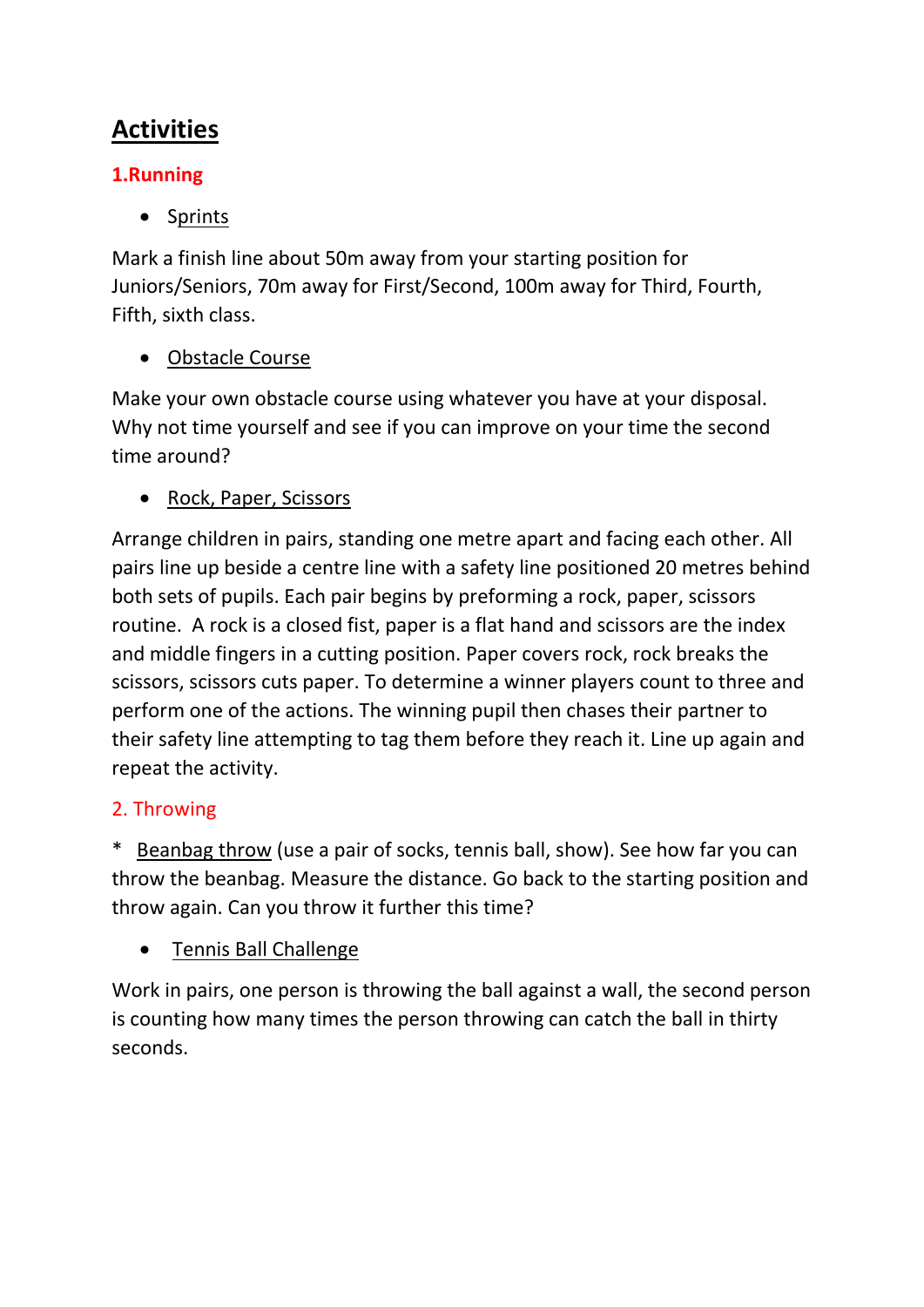# Activities

## 1.Running

- Sprints

Mark a finish line about 50m away from your starting position for Juniors/Seniors, 70m away for First/Second, 100m away for Third, Fourth, Fifth, sixth class.

- Obstacle Course

Make your own obstacle course using whatever you have at your disposal. Why not time yourself and see if you can improve on your time the second time around?

- Rock, Paper, Scissors

Arrange children in pairs, standing one metre apart and facing each other. All pairs line up beside a centre line with a safety line positioned 20 metres behind both sets of pupils. Each pair begins by preforming a rock, paper, scissors routine. A rock is a closed fist, paper is a flat hand and scissors are the index and middle fingers in a cutting position. Paper covers rock, rock breaks the scissors, scissors cuts paper. To determine a winner players count to three and perform one of the actions. The winning pupil then chases their partner to their safety line attempting to tag them before they reach it. Line up again and repeat the activity.

## 2. Throwing

* Beanbag throw (use a pair of socks, tennis ball, show). See how far you can throw the beanbag. Measure the distance. Go back to the starting position and throw again. Can you throw it further this time?

- Tennis Ball Challenge

Work in pairs, one person is throwing the ball against a wall, the second person is counting how many times the person throwing can catch the ball in thirty seconds.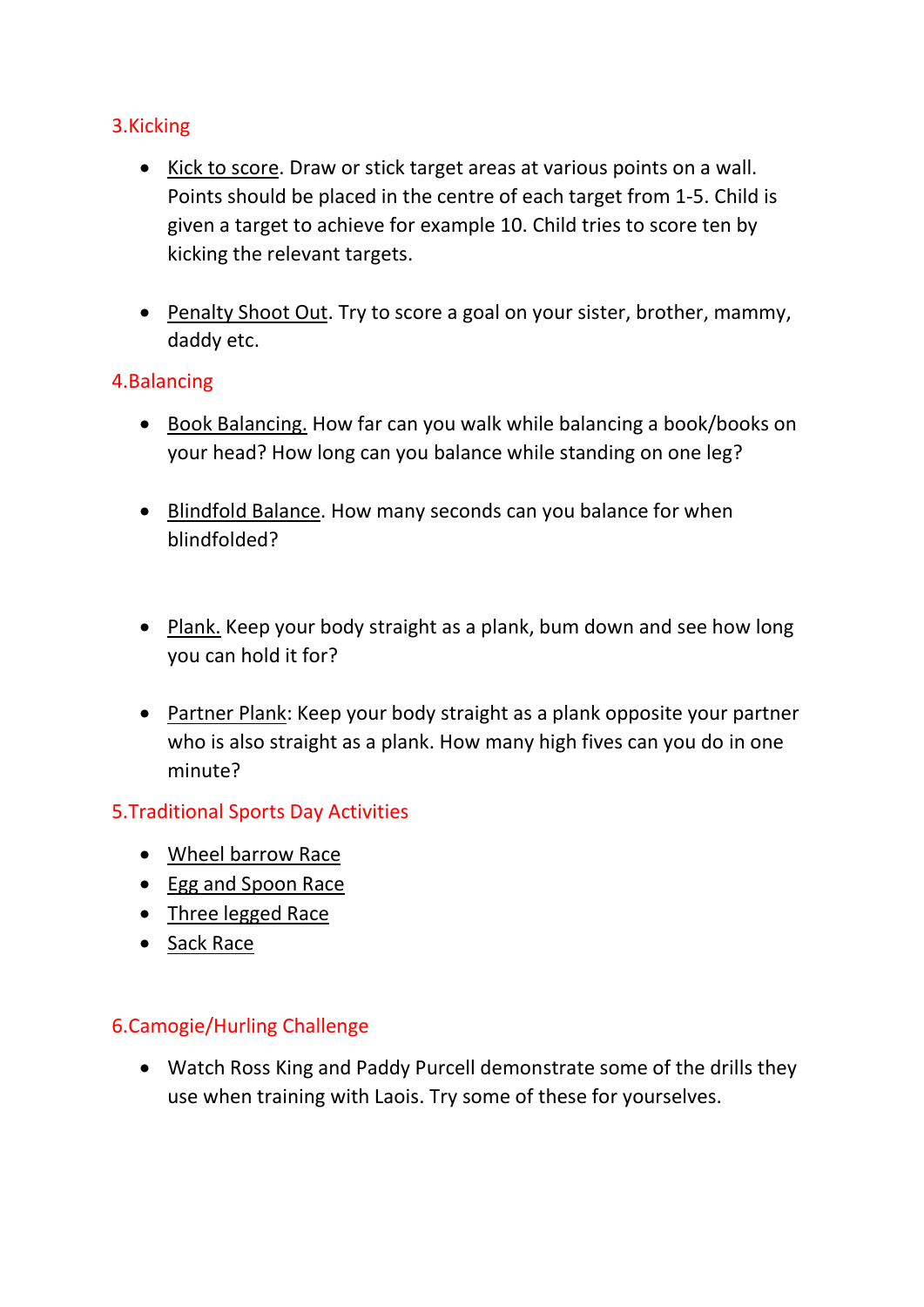## 3.Kicking

- Kick to score. Draw or stick target areas at various points on a wall. Points should be placed in the centre of each target from 1-5. Child is given a target to achieve for example 10. Child tries to score ten by kicking the relevant targets.

- Penalty Shoot Out. Try to score a goal on your sister, brother, mammy, daddy etc.

## 4.Balancing

- Book Balancing. How far can you walk while balancing a book/books on your head? How long can you balance while standing on one leg?

- Blindfold Balance. How many seconds can you balance for when blindfolded?

- Plank. Keep your body straight as a plank, bum down and see how long you can hold it for?

- Partner Plank: Keep your body straight as a plank opposite your partner who is also straight as a plank. How many high fives can you do in one minute?

## 5.Traditional Sports Day Activities

- Wheel barrow Race
- Egg and Spoon Race
- Three legged Race
- Sack Race

## 6.Camogie/Hurling Challenge

- Watch Ross King and Paddy Purcell demonstrate some of the drills they use when training with Laois. Try some of these for yourselves.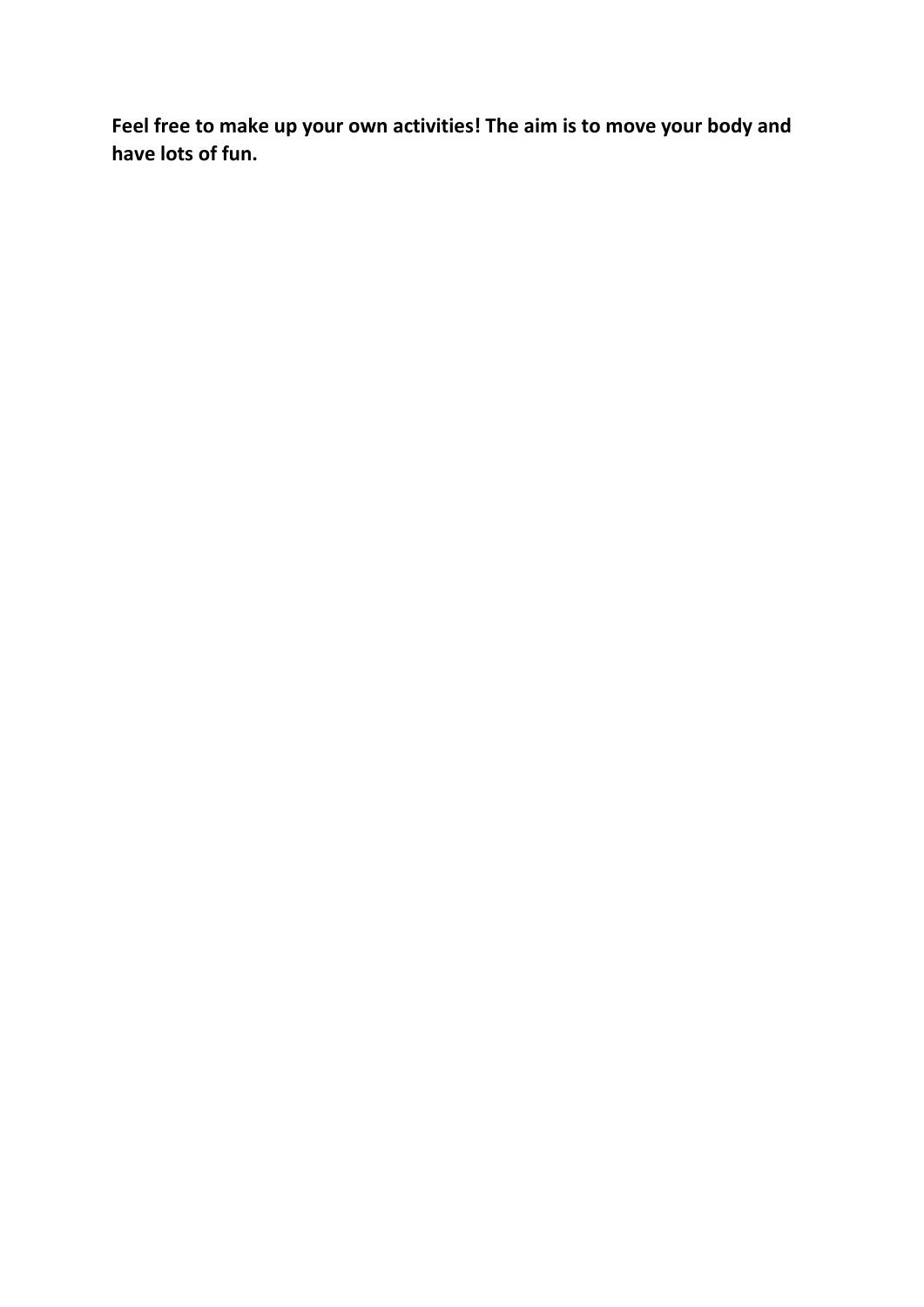**Feel free to make up your own activities! The aim is to move your body and have lots of fun.**